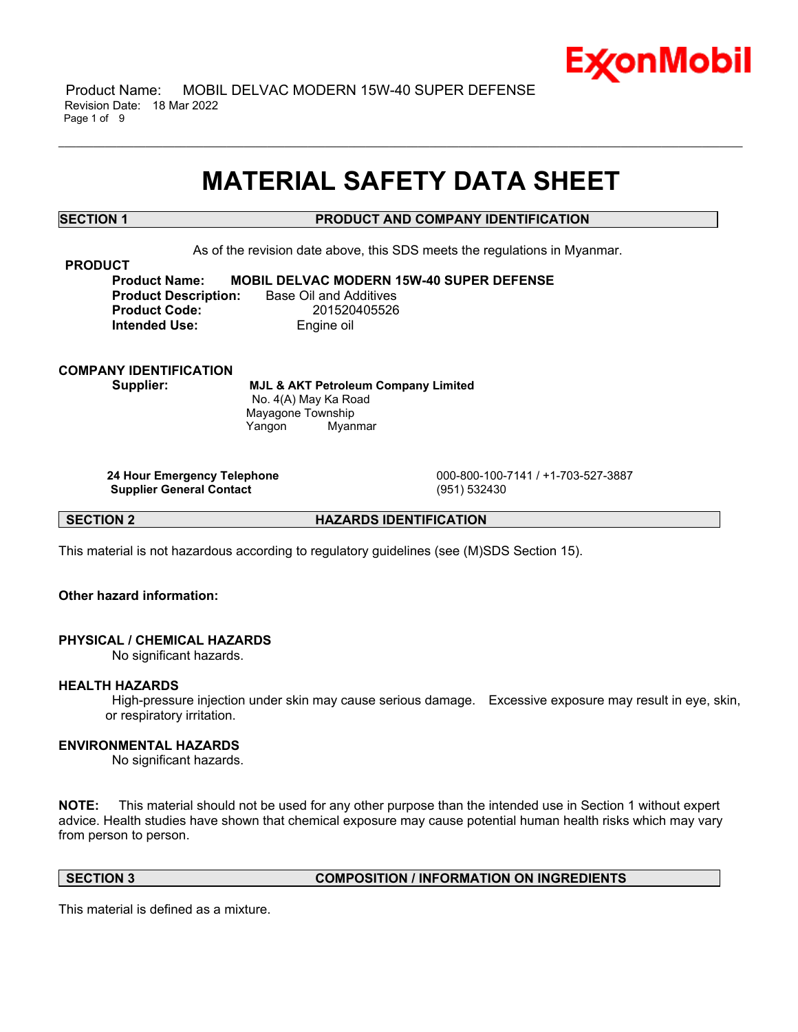# MATERIAL SAFETY DATA SHEET

## SECTION 1 PRODUCT AND COMPANY IDENTIFICATION

As of the revision date above, this SDS meets the regulations in Myanmar.

### PRODUCT

**Product Name:** **MOBIL DELVAC MODERN 15W-40 SUPER DEFENSE**
**Product Description:** Base Oil and Additives
**Product Code:** 201520405526
**Intended Use:** Engine oil

### COMPANY IDENTIFICATION

**Supplier:** **MJL & AKT Petroleum Company Limited**
No. 4(A) May Ka Road
Mayagone Township
Yangon Myanmar

| | |
|---|---|
| **24 Hour Emergency Telephone** | 000-800-100-7141 / +1-703-527-3887 |
| **Supplier General Contact** | (951) 532430 |

## SECTION 2 HAZARDS IDENTIFICATION

This material is not hazardous according to regulatory guidelines (see (M)SDS Section 15).

**Other hazard information:**

### PHYSICAL / CHEMICAL HAZARDS

No significant hazards.

### HEALTH HAZARDS

High-pressure injection under skin may cause serious damage. Excessive exposure may result in eye, skin, or respiratory irritation.

### ENVIRONMENTAL HAZARDS

No significant hazards.

**NOTE:** This material should not be used for any other purpose than the intended use in Section 1 without expert advice. Health studies have shown that chemical exposure may cause potential human health risks which may vary from person to person.

## SECTION 3 COMPOSITION / INFORMATION ON INGREDIENTS

This material is defined as a mixture.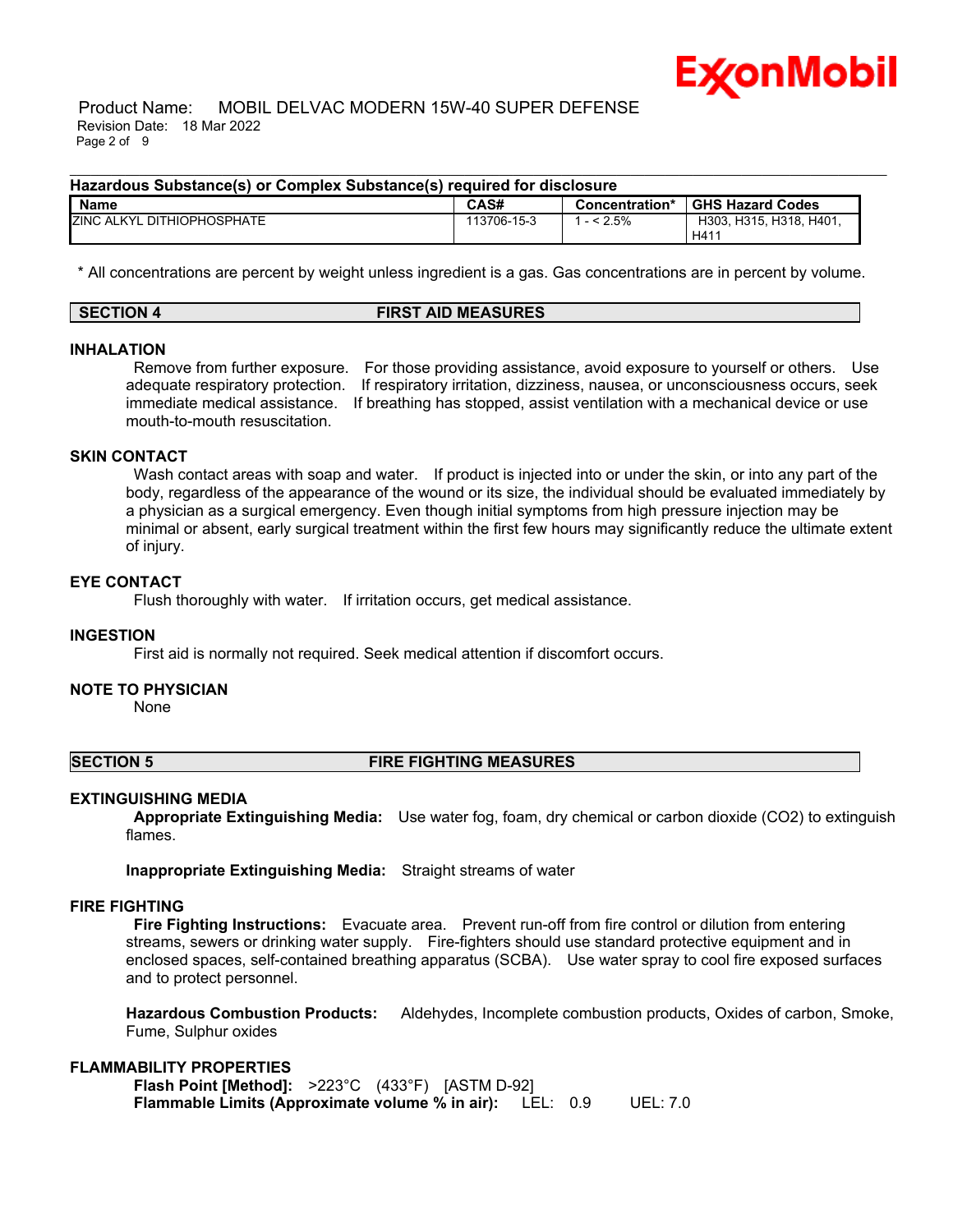**Hazardous Substance(s) or Complex Substance(s) required for disclosure**

| Name | CAS# | Concentration* | GHS Hazard Codes |
|---|---|---|---|
| ZINC ALKYL DITHIOPHOSPHATE | 113706-15-3 | 1 - < 2.5% | H303, H315, H318, H401, H411 |

\* All concentrations are percent by weight unless ingredient is a gas. Gas concentrations are in percent by volume.

## SECTION 4 FIRST AID MEASURES

### INHALATION

Remove from further exposure. For those providing assistance, avoid exposure to yourself or others. Use adequate respiratory protection. If respiratory irritation, dizziness, nausea, or unconsciousness occurs, seek immediate medical assistance. If breathing has stopped, assist ventilation with a mechanical device or use mouth-to-mouth resuscitation.

### SKIN CONTACT

Wash contact areas with soap and water. If product is injected into or under the skin, or into any part of the body, regardless of the appearance of the wound or its size, the individual should be evaluated immediately by a physician as a surgical emergency. Even though initial symptoms from high pressure injection may be minimal or absent, early surgical treatment within the first few hours may significantly reduce the ultimate extent of injury.

### EYE CONTACT

Flush thoroughly with water. If irritation occurs, get medical assistance.

### INGESTION

First aid is normally not required. Seek medical attention if discomfort occurs.

### NOTE TO PHYSICIAN

None

## SECTION 5 FIRE FIGHTING MEASURES

### EXTINGUISHING MEDIA

**Appropriate Extinguishing Media:** Use water fog, foam, dry chemical or carbon dioxide ($CO_2$) to extinguish flames.

**Inappropriate Extinguishing Media:** Straight streams of water

### FIRE FIGHTING

**Fire Fighting Instructions:** Evacuate area. Prevent run-off from fire control or dilution from entering streams, sewers or drinking water supply. Fire-fighters should use standard protective equipment and in enclosed spaces, self-contained breathing apparatus (SCBA). Use water spray to cool fire exposed surfaces and to protect personnel.

**Hazardous Combustion Products:** Aldehydes, Incomplete combustion products, Oxides of carbon, Smoke, Fume, Sulphur oxides

### FLAMMABILITY PROPERTIES

**Flash Point [Method]:** >223°C (433°F) [ASTM D-92]
**Flammable Limits (Approximate volume % in air):** LEL: 0.9 UEL: 7.0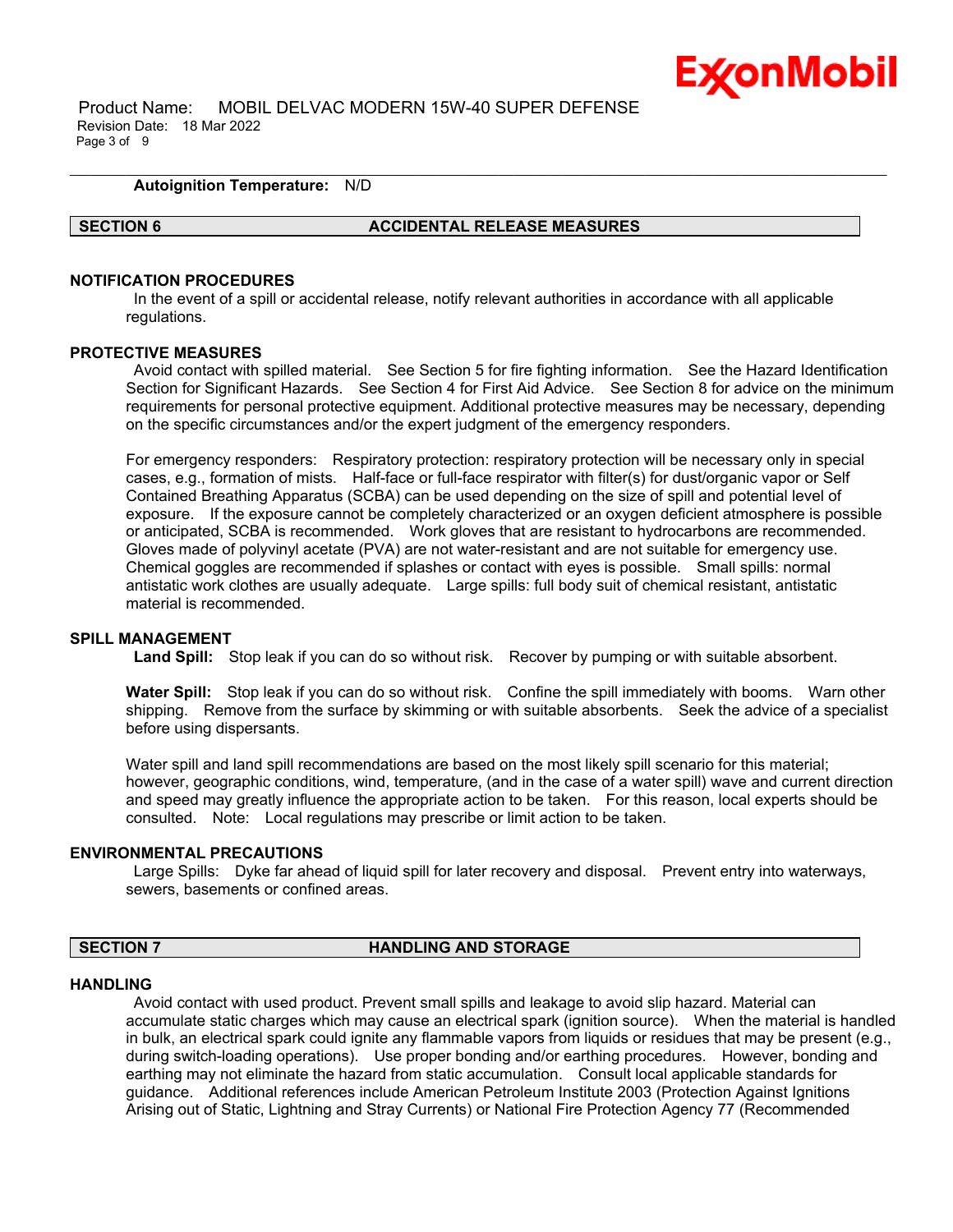**Autoignition Temperature:** N/D

## SECTION 6 ACCIDENTAL RELEASE MEASURES

### NOTIFICATION PROCEDURES

In the event of a spill or accidental release, notify relevant authorities in accordance with all applicable regulations.

### PROTECTIVE MEASURES

Avoid contact with spilled material. See Section 5 for fire fighting information. See the Hazard Identification Section for Significant Hazards. See Section 4 for First Aid Advice. See Section 8 for advice on the minimum requirements for personal protective equipment. Additional protective measures may be necessary, depending on the specific circumstances and/or the expert judgment of the emergency responders.

For emergency responders: Respiratory protection: respiratory protection will be necessary only in special cases, e.g., formation of mists. Half-face or full-face respirator with filter(s) for dust/organic vapor or Self Contained Breathing Apparatus (SCBA) can be used depending on the size of spill and potential level of exposure. If the exposure cannot be completely characterized or an oxygen deficient atmosphere is possible or anticipated, SCBA is recommended. Work gloves that are resistant to hydrocarbons are recommended. Gloves made of polyvinyl acetate (PVA) are not water-resistant and are not suitable for emergency use. Chemical goggles are recommended if splashes or contact with eyes is possible. Small spills: normal antistatic work clothes are usually adequate. Large spills: full body suit of chemical resistant, antistatic material is recommended.

### SPILL MANAGEMENT

**Land Spill:** Stop leak if you can do so without risk. Recover by pumping or with suitable absorbent.

**Water Spill:** Stop leak if you can do so without risk. Confine the spill immediately with booms. Warn other shipping. Remove from the surface by skimming or with suitable absorbents. Seek the advice of a specialist before using dispersants.

Water spill and land spill recommendations are based on the most likely spill scenario for this material; however, geographic conditions, wind, temperature, (and in the case of a water spill) wave and current direction and speed may greatly influence the appropriate action to be taken. For this reason, local experts should be consulted. Note: Local regulations may prescribe or limit action to be taken.

### ENVIRONMENTAL PRECAUTIONS

Large Spills: Dyke far ahead of liquid spill for later recovery and disposal. Prevent entry into waterways, sewers, basements or confined areas.

## SECTION 7 HANDLING AND STORAGE

### HANDLING

Avoid contact with used product. Prevent small spills and leakage to avoid slip hazard. Material can accumulate static charges which may cause an electrical spark (ignition source). When the material is handled in bulk, an electrical spark could ignite any flammable vapors from liquids or residues that may be present (e.g., during switch-loading operations). Use proper bonding and/or earthing procedures. However, bonding and earthing may not eliminate the hazard from static accumulation. Consult local applicable standards for guidance. Additional references include American Petroleum Institute 2003 (Protection Against Ignitions Arising out of Static, Lightning and Stray Currents) or National Fire Protection Agency 77 (Recommended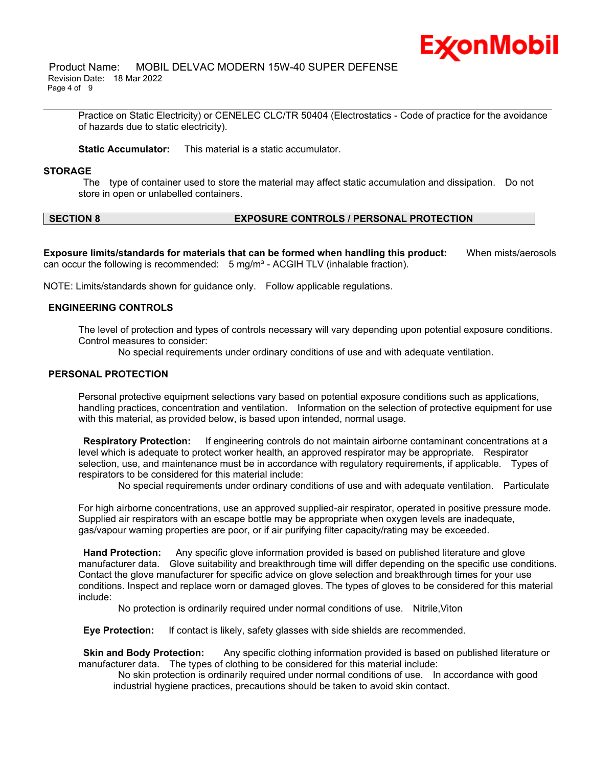Practice on Static Electricity) or CENELEC CLC/TR 50404 (Electrostatics - Code of practice for the avoidance of hazards due to static electricity).

**Static Accumulator:** This material is a static accumulator.

### STORAGE

The type of container used to store the material may affect static accumulation and dissipation. Do not store in open or unlabelled containers.

## SECTION 8 EXPOSURE CONTROLS / PERSONAL PROTECTION

**Exposure limits/standards for materials that can be formed when handling this product:** When mists/aerosols can occur the following is recommended: 5 mg/m³ - ACGIH TLV (inhalable fraction).

NOTE: Limits/standards shown for guidance only. Follow applicable regulations.

### ENGINEERING CONTROLS

The level of protection and types of controls necessary will vary depending upon potential exposure conditions. Control measures to consider:

No special requirements under ordinary conditions of use and with adequate ventilation.

### PERSONAL PROTECTION

Personal protective equipment selections vary based on potential exposure conditions such as applications, handling practices, concentration and ventilation. Information on the selection of protective equipment for use with this material, as provided below, is based upon intended, normal usage.

**Respiratory Protection:** If engineering controls do not maintain airborne contaminant concentrations at a level which is adequate to protect worker health, an approved respirator may be appropriate. Respirator selection, use, and maintenance must be in accordance with regulatory requirements, if applicable. Types of respirators to be considered for this material include:

No special requirements under ordinary conditions of use and with adequate ventilation. Particulate

For high airborne concentrations, use an approved supplied-air respirator, operated in positive pressure mode. Supplied air respirators with an escape bottle may be appropriate when oxygen levels are inadequate, gas/vapour warning properties are poor, or if air purifying filter capacity/rating may be exceeded.

**Hand Protection:** Any specific glove information provided is based on published literature and glove manufacturer data. Glove suitability and breakthrough time will differ depending on the specific use conditions. Contact the glove manufacturer for specific advice on glove selection and breakthrough times for your use conditions. Inspect and replace worn or damaged gloves. The types of gloves to be considered for this material include:

No protection is ordinarily required under normal conditions of use. Nitrile,Viton

**Eye Protection:** If contact is likely, safety glasses with side shields are recommended.

**Skin and Body Protection:** Any specific clothing information provided is based on published literature or manufacturer data. The types of clothing to be considered for this material include:

No skin protection is ordinarily required under normal conditions of use. In accordance with good industrial hygiene practices, precautions should be taken to avoid skin contact.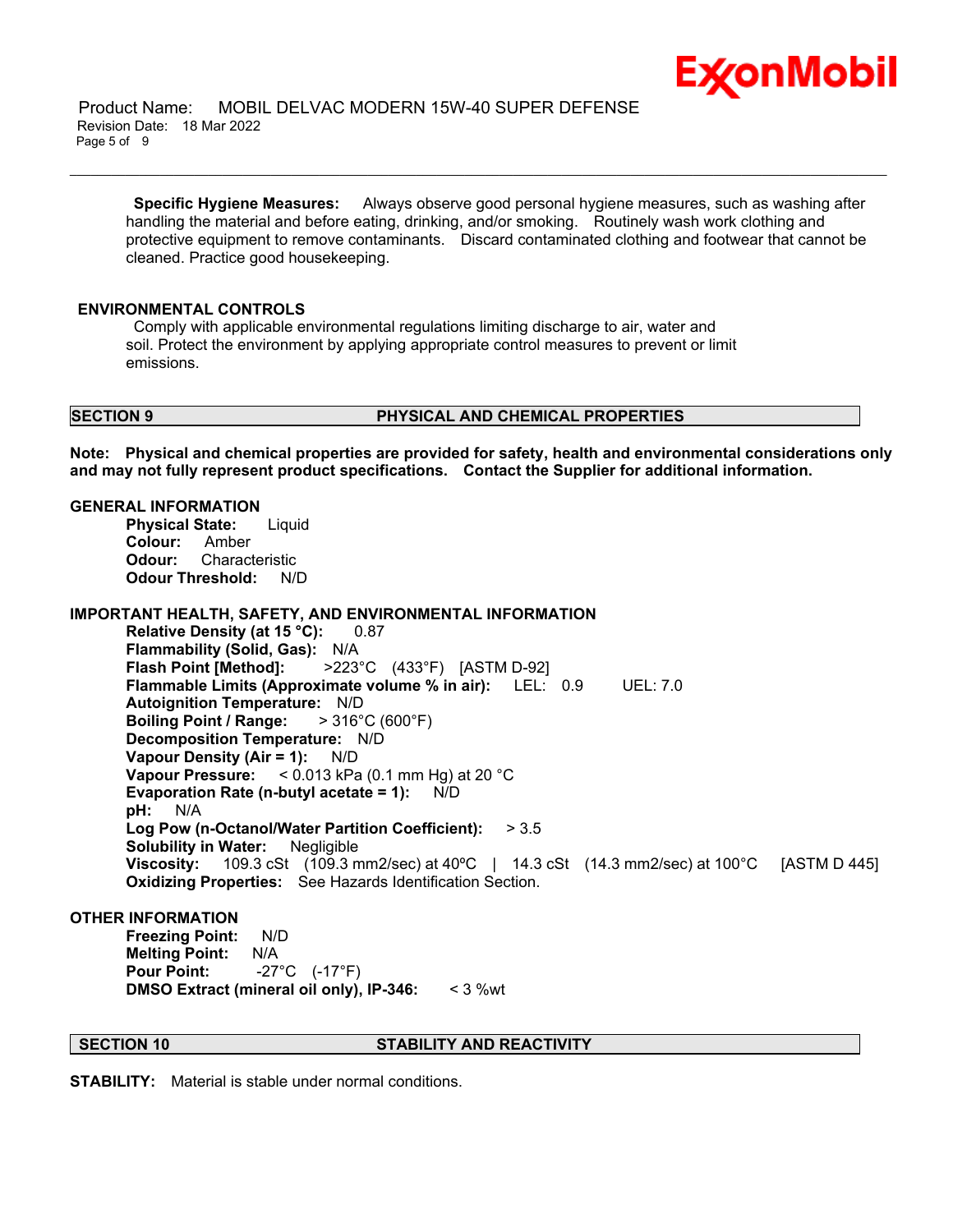**Specific Hygiene Measures:** Always observe good personal hygiene measures, such as washing after handling the material and before eating, drinking, and/or smoking. Routinely wash work clothing and protective equipment to remove contaminants. Discard contaminated clothing and footwear that cannot be cleaned. Practice good housekeeping.

**ENVIRONMENTAL CONTROLS**

Comply with applicable environmental regulations limiting discharge to air, water and soil. Protect the environment by applying appropriate control measures to prevent or limit emissions.

## SECTION 9 PHYSICAL AND CHEMICAL PROPERTIES

**Note: Physical and chemical properties are provided for safety, health and environmental considerations only and may not fully represent product specifications. Contact the Supplier for additional information.**

**GENERAL INFORMATION**

**Physical State:** Liquid
**Colour:** Amber
**Odour:** Characteristic
**Odour Threshold:** N/D

**IMPORTANT HEALTH, SAFETY, AND ENVIRONMENTAL INFORMATION**

**Relative Density (at 15 °C):** 0.87
**Flammability (Solid, Gas):** N/A
**Flash Point [Method]:** >223°C (433°F) [ASTM D-92]
**Flammable Limits (Approximate volume % in air):** LEL: 0.9 UEL: 7.0
**Autoignition Temperature:** N/D
**Boiling Point / Range:** > 316°C (600°F)
**Decomposition Temperature:** N/D
**Vapour Density (Air = 1):** N/D
**Vapour Pressure:** < 0.013 kPa (0.1 mm Hg) at 20 °C
**Evaporation Rate (n-butyl acetate = 1):** N/D
**pH:** N/A
**Log Pow (n-Octanol/Water Partition Coefficient):** > 3.5
**Solubility in Water:** Negligible
**Viscosity:** 109.3 cSt (109.3 mm2/sec) at 40ºC | 14.3 cSt (14.3 mm2/sec) at 100°C [ASTM D 445]
**Oxidizing Properties:** See Hazards Identification Section.

**OTHER INFORMATION**

**Freezing Point:** N/D
**Melting Point:** N/A
**Pour Point:** -27°C (-17°F)
**DMSO Extract (mineral oil only), IP-346:** < 3 %wt

## SECTION 10 STABILITY AND REACTIVITY

**STABILITY:** Material is stable under normal conditions.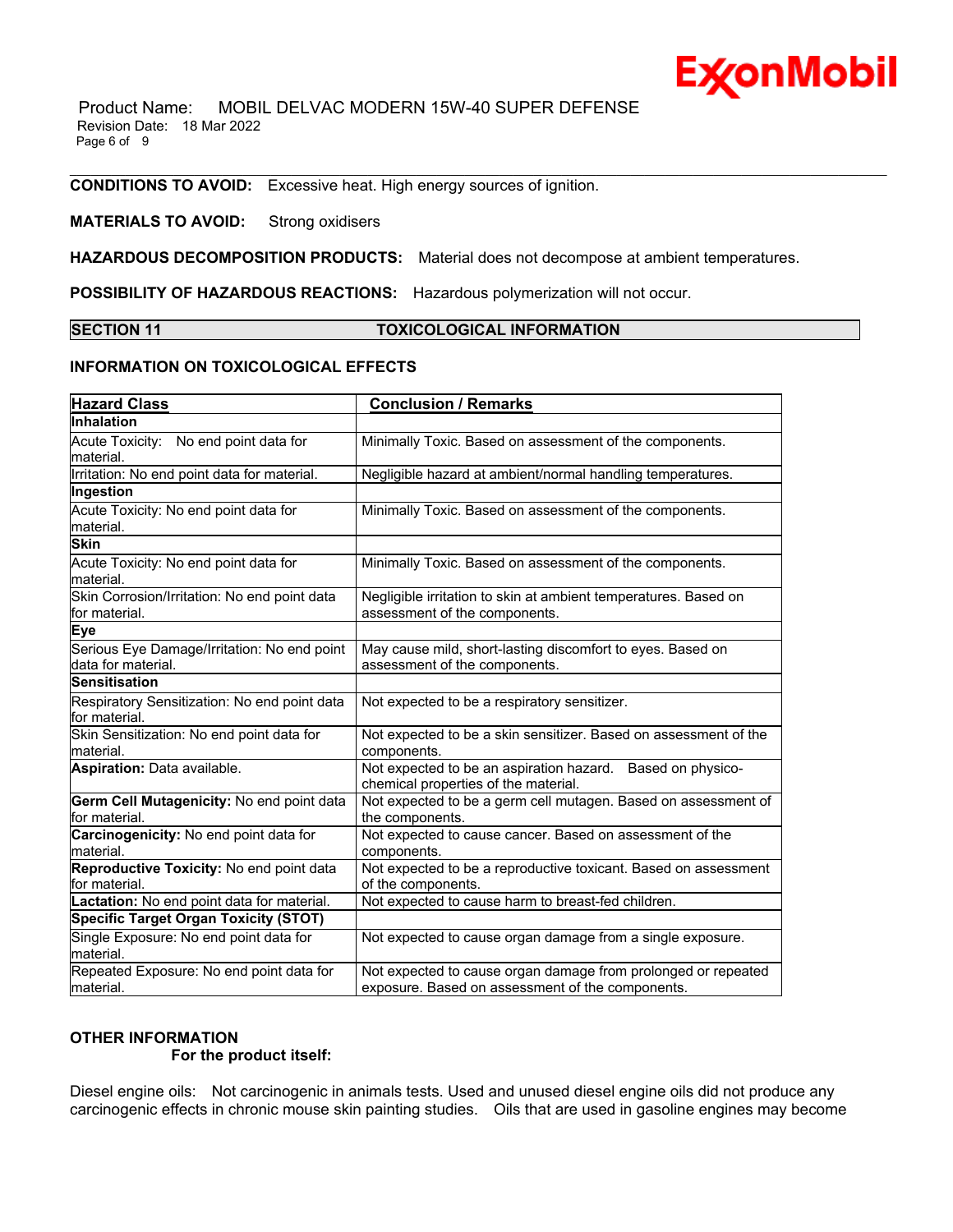**CONDITIONS TO AVOID:** Excessive heat. High energy sources of ignition.

**MATERIALS TO AVOID:** Strong oxidisers

**HAZARDOUS DECOMPOSITION PRODUCTS:** Material does not decompose at ambient temperatures.

**POSSIBILITY OF HAZARDOUS REACTIONS:** Hazardous polymerization will not occur.

## SECTION 11 TOXICOLOGICAL INFORMATION

### INFORMATION ON TOXICOLOGICAL EFFECTS

| Hazard Class | Conclusion / Remarks |
|---|---|
| **Inhalation** | |
| Acute Toxicity: No end point data for material. | Minimally Toxic. Based on assessment of the components. |
| Irritation: No end point data for material. | Negligible hazard at ambient/normal handling temperatures. |
| **Ingestion** | |
| Acute Toxicity: No end point data for material. | Minimally Toxic. Based on assessment of the components. |
| **Skin** | |
| Acute Toxicity: No end point data for material. | Minimally Toxic. Based on assessment of the components. |
| Skin Corrosion/Irritation: No end point data for material. | Negligible irritation to skin at ambient temperatures. Based on assessment of the components. |
| **Eye** | |
| Serious Eye Damage/Irritation: No end point data for material. | May cause mild, short-lasting discomfort to eyes. Based on assessment of the components. |
| **Sensitisation** | |
| Respiratory Sensitization: No end point data for material. | Not expected to be a respiratory sensitizer. |
| Skin Sensitization: No end point data for material. | Not expected to be a skin sensitizer. Based on assessment of the components. |
| **Aspiration:** Data available. | Not expected to be an aspiration hazard. Based on physico-chemical properties of the material. |
| **Germ Cell Mutagenicity:** No end point data for material. | Not expected to be a germ cell mutagen. Based on assessment of the components. |
| **Carcinogenicity:** No end point data for material. | Not expected to cause cancer. Based on assessment of the components. |
| **Reproductive Toxicity:** No end point data for material. | Not expected to be a reproductive toxicant. Based on assessment of the components. |
| **Lactation:** No end point data for material. | Not expected to cause harm to breast-fed children. |
| **Specific Target Organ Toxicity (STOT)** | |
| Single Exposure: No end point data for material. | Not expected to cause organ damage from a single exposure. |
| Repeated Exposure: No end point data for material. | Not expected to cause organ damage from prolonged or repeated exposure. Based on assessment of the components. |

### OTHER INFORMATION

**For the product itself:**

Diesel engine oils: Not carcinogenic in animals tests. Used and unused diesel engine oils did not produce any carcinogenic effects in chronic mouse skin painting studies. Oils that are used in gasoline engines may become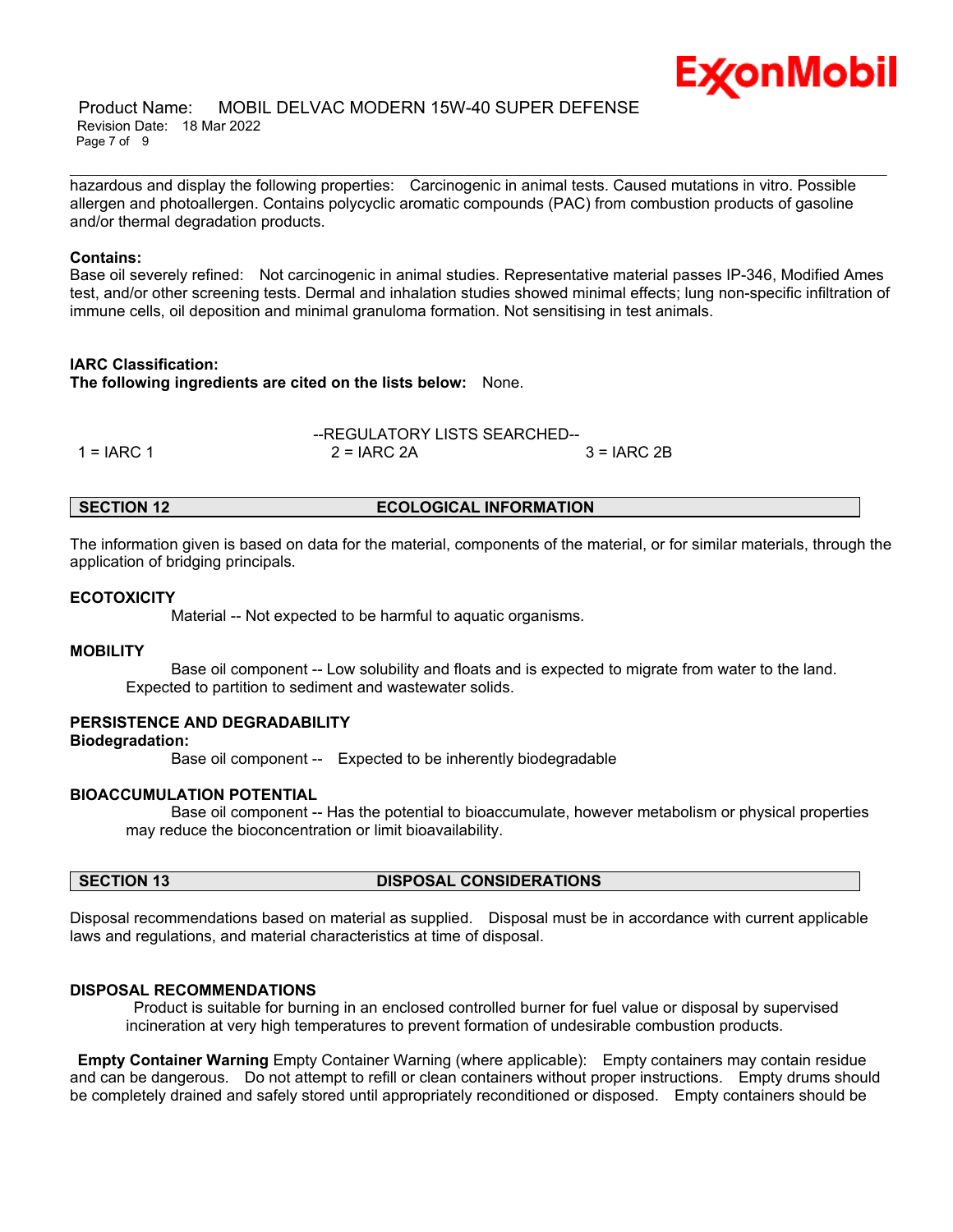hazardous and display the following properties: Carcinogenic in animal tests. Caused mutations in vitro. Possible allergen and photoallergen. Contains polycyclic aromatic compounds (PAC) from combustion products of gasoline and/or thermal degradation products.

**Contains:**
Base oil severely refined: Not carcinogenic in animal studies. Representative material passes IP-346, Modified Ames test, and/or other screening tests. Dermal and inhalation studies showed minimal effects; lung non-specific infiltration of immune cells, oil deposition and minimal granuloma formation. Not sensitising in test animals.

**IARC Classification:**
**The following ingredients are cited on the lists below:** None.

--REGULATORY LISTS SEARCHED--

| 1 = IARC 1 | 2 = IARC 2A | 3 = IARC 2B |
|---|---|---|

## SECTION 12 ECOLOGICAL INFORMATION

The information given is based on data for the material, components of the material, or for similar materials, through the application of bridging principals.

### ECOTOXICITY

Material -- Not expected to be harmful to aquatic organisms.

### MOBILITY

Base oil component -- Low solubility and floats and is expected to migrate from water to the land. Expected to partition to sediment and wastewater solids.

### PERSISTENCE AND DEGRADABILITY

**Biodegradation:**

Base oil component -- Expected to be inherently biodegradable

### BIOACCUMULATION POTENTIAL

Base oil component -- Has the potential to bioaccumulate, however metabolism or physical properties may reduce the bioconcentration or limit bioavailability.

## SECTION 13 DISPOSAL CONSIDERATIONS

Disposal recommendations based on material as supplied. Disposal must be in accordance with current applicable laws and regulations, and material characteristics at time of disposal.

### DISPOSAL RECOMMENDATIONS

Product is suitable for burning in an enclosed controlled burner for fuel value or disposal by supervised incineration at very high temperatures to prevent formation of undesirable combustion products.

**Empty Container Warning** Empty Container Warning (where applicable): Empty containers may contain residue and can be dangerous. Do not attempt to refill or clean containers without proper instructions. Empty drums should be completely drained and safely stored until appropriately reconditioned or disposed. Empty containers should be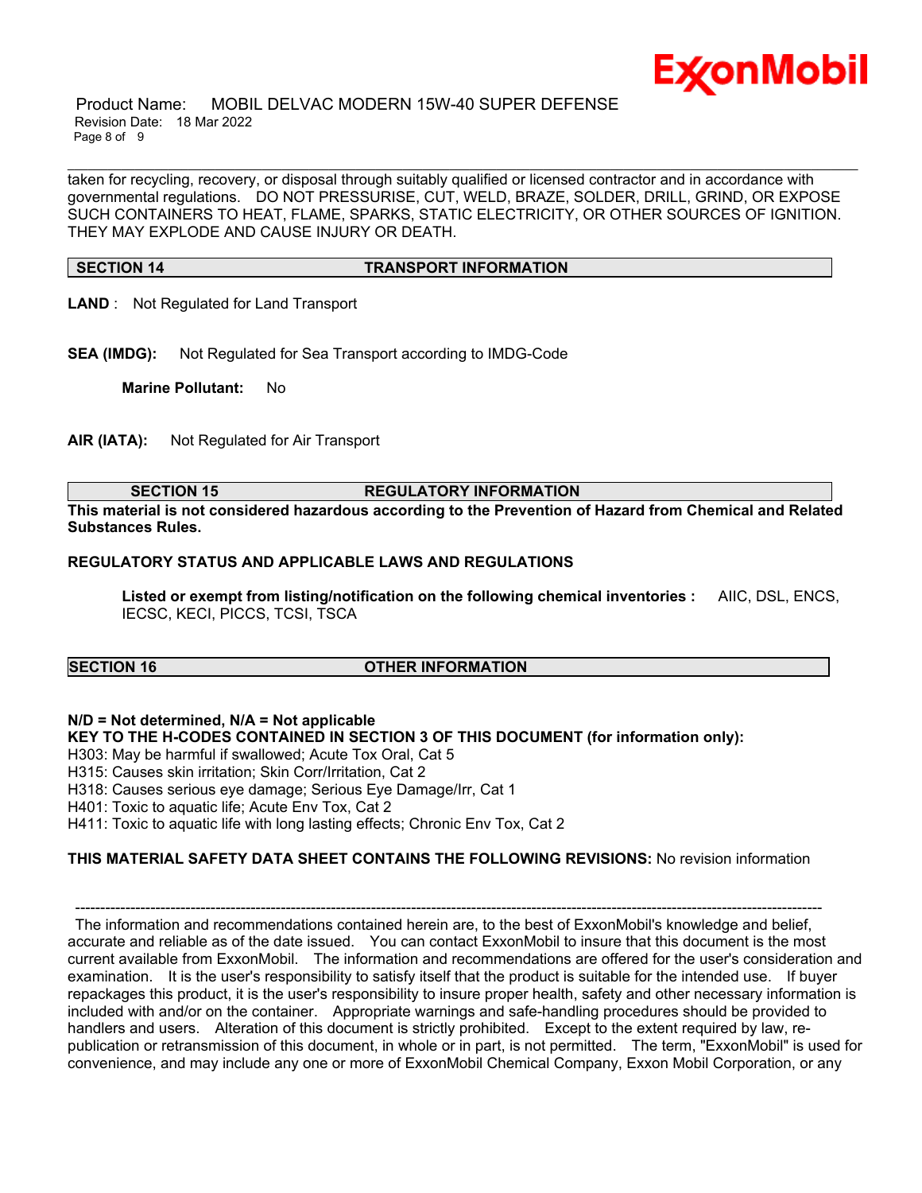taken for recycling, recovery, or disposal through suitably qualified or licensed contractor and in accordance with governmental regulations. DO NOT PRESSURISE, CUT, WELD, BRAZE, SOLDER, DRILL, GRIND, OR EXPOSE SUCH CONTAINERS TO HEAT, FLAME, SPARKS, STATIC ELECTRICITY, OR OTHER SOURCES OF IGNITION. THEY MAY EXPLODE AND CAUSE INJURY OR DEATH.

## SECTION 14 TRANSPORT INFORMATION

**LAND** : Not Regulated for Land Transport

**SEA (IMDG):** Not Regulated for Sea Transport according to IMDG-Code

**Marine Pollutant:** No

**AIR (IATA):** Not Regulated for Air Transport

## SECTION 15 REGULATORY INFORMATION

**This material is not considered hazardous according to the Prevention of Hazard from Chemical and Related Substances Rules.**

**REGULATORY STATUS AND APPLICABLE LAWS AND REGULATIONS**

**Listed or exempt from listing/notification on the following chemical inventories :** AIIC, DSL, ENCS, IECSC, KECI, PICCS, TCSI, TSCA

## SECTION 16 OTHER INFORMATION

**N/D = Not determined, N/A = Not applicable**

**KEY TO THE H-CODES CONTAINED IN SECTION 3 OF THIS DOCUMENT (for information only):**

H303: May be harmful if swallowed; Acute Tox Oral, Cat 5
H315: Causes skin irritation; Skin Corr/Irritation, Cat 2
H318: Causes serious eye damage; Serious Eye Damage/Irr, Cat 1
H401: Toxic to aquatic life; Acute Env Tox, Cat 2
H411: Toxic to aquatic life with long lasting effects; Chronic Env Tox, Cat 2

**THIS MATERIAL SAFETY DATA SHEET CONTAINS THE FOLLOWING REVISIONS:** No revision information

---

The information and recommendations contained herein are, to the best of ExxonMobil's knowledge and belief, accurate and reliable as of the date issued. You can contact ExxonMobil to insure that this document is the most current available from ExxonMobil. The information and recommendations are offered for the user's consideration and examination. It is the user's responsibility to satisfy itself that the product is suitable for the intended use. If buyer repackages this product, it is the user's responsibility to insure proper health, safety and other necessary information is included with and/or on the container. Appropriate warnings and safe-handling procedures should be provided to handlers and users. Alteration of this document is strictly prohibited. Except to the extent required by law, re-publication or retransmission of this document, in whole or in part, is not permitted. The term, "ExxonMobil" is used for convenience, and may include any one or more of ExxonMobil Chemical Company, Exxon Mobil Corporation, or any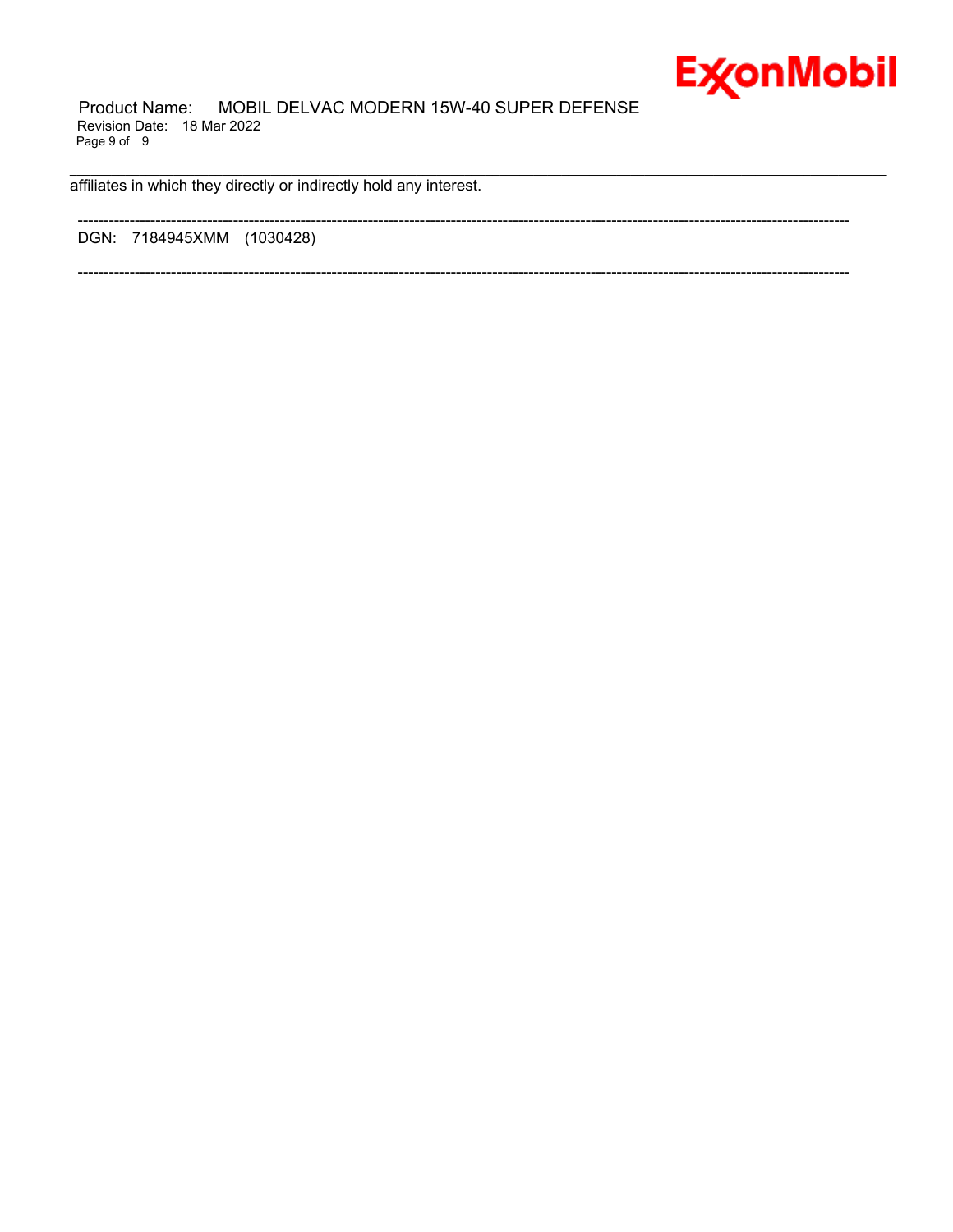affiliates in which they directly or indirectly hold any interest.

---

DGN: 7184945XMM (1030428)

---